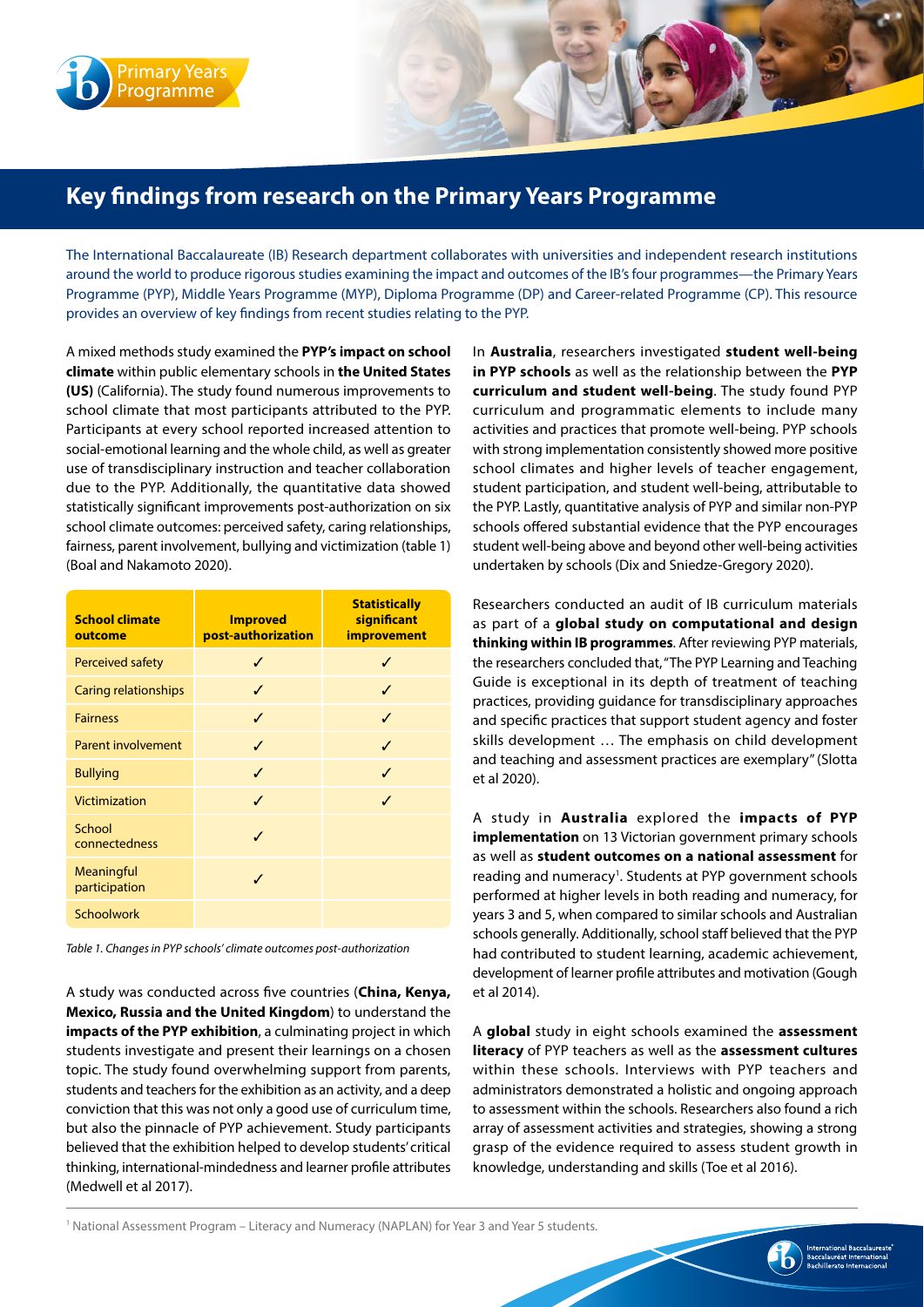# Key findings from research on the Primary Years Programme

The International Baccalaureate (IB) Research department collaborates with universities and independent research institutions around the world to produce rigorous studies examining the impact and outcomes of the IB's four programmes—the Primary Years Programme (PYP), Middle Years Programme (MYP), Diploma Programme (DP) and Career-related Programme (CP). This resource provides an overview of key findings from recent studies relating to the PYP.

A mixed methods study examined the **PYP's impact on school climate** within public elementary schools in **the United States (US)** (California). The study found numerous improvements to school climate that most participants attributed to the PYP. Participants at every school reported increased attention to social-emotional learning and the whole child, as well as greater use of transdisciplinary instruction and teacher collaboration due to the PYP. Additionally, the quantitative data showed statistically significant improvements post-authorization on six school climate outcomes: perceived safety, caring relationships, fairness, parent involvement, bullying and victimization (table 1) (Boal and Nakamoto 2020).

| School climate outcome | Improved post-authorization | Statistically significant improvement |
| --- | --- | --- |
| Perceived safety | ✓ | ✓ |
| Caring relationships | ✓ | ✓ |
| Fairness | ✓ | ✓ |
| Parent involvement | ✓ | ✓ |
| Bullying | ✓ | ✓ |
| Victimization | ✓ | ✓ |
| School connectedness | ✓ | |
| Meaningful participation | ✓ | |
| Schoolwork | | |

*Table 1. Changes in PYP schools' climate outcomes post-authorization*

A study was conducted across five countries (**China, Kenya, Mexico, Russia and the United Kingdom**) to understand the **impacts of the PYP exhibition**, a culminating project in which students investigate and present their learnings on a chosen topic. The study found overwhelming support from parents, students and teachers for the exhibition as an activity, and a deep conviction that this was not only a good use of curriculum time, but also the pinnacle of PYP achievement. Study participants believed that the exhibition helped to develop students' critical thinking, international-mindedness and learner profile attributes (Medwell et al 2017).

In **Australia**, researchers investigated **student well-being in PYP schools** as well as the relationship between the **PYP curriculum and student well-being**. The study found PYP curriculum and programmatic elements to include many activities and practices that promote well-being. PYP schools with strong implementation consistently showed more positive school climates and higher levels of teacher engagement, student participation, and student well-being, attributable to the PYP. Lastly, quantitative analysis of PYP and similar non-PYP schools offered substantial evidence that the PYP encourages student well-being above and beyond other well-being activities undertaken by schools (Dix and Sniedze-Gregory 2020).

Researchers conducted an audit of IB curriculum materials as part of a **global study on computational and design thinking within IB programmes**. After reviewing PYP materials, the researchers concluded that, "The PYP Learning and Teaching Guide is exceptional in its depth of treatment of teaching practices, providing guidance for transdisciplinary approaches and specific practices that support student agency and foster skills development … The emphasis on child development and teaching and assessment practices are exemplary" (Slotta et al 2020).

A study in **Australia** explored the **impacts of PYP implementation** on 13 Victorian government primary schools as well as **student outcomes on a national assessment** for reading and numeracy[1]. Students at PYP government schools performed at higher levels in both reading and numeracy, for years 3 and 5, when compared to similar schools and Australian schools generally. Additionally, school staff believed that the PYP had contributed to student learning, academic achievement, development of learner profile attributes and motivation (Gough et al 2014).

A **global** study in eight schools examined the **assessment literacy** of PYP teachers as well as the **assessment cultures** within these schools. Interviews with PYP teachers and administrators demonstrated a holistic and ongoing approach to assessment within the schools. Researchers also found a rich array of assessment activities and strategies, showing a strong grasp of the evidence required to assess student growth in knowledge, understanding and skills (Toe et al 2016).

[1] National Assessment Program – Literacy and Numeracy (NAPLAN) for Year 3 and Year 5 students.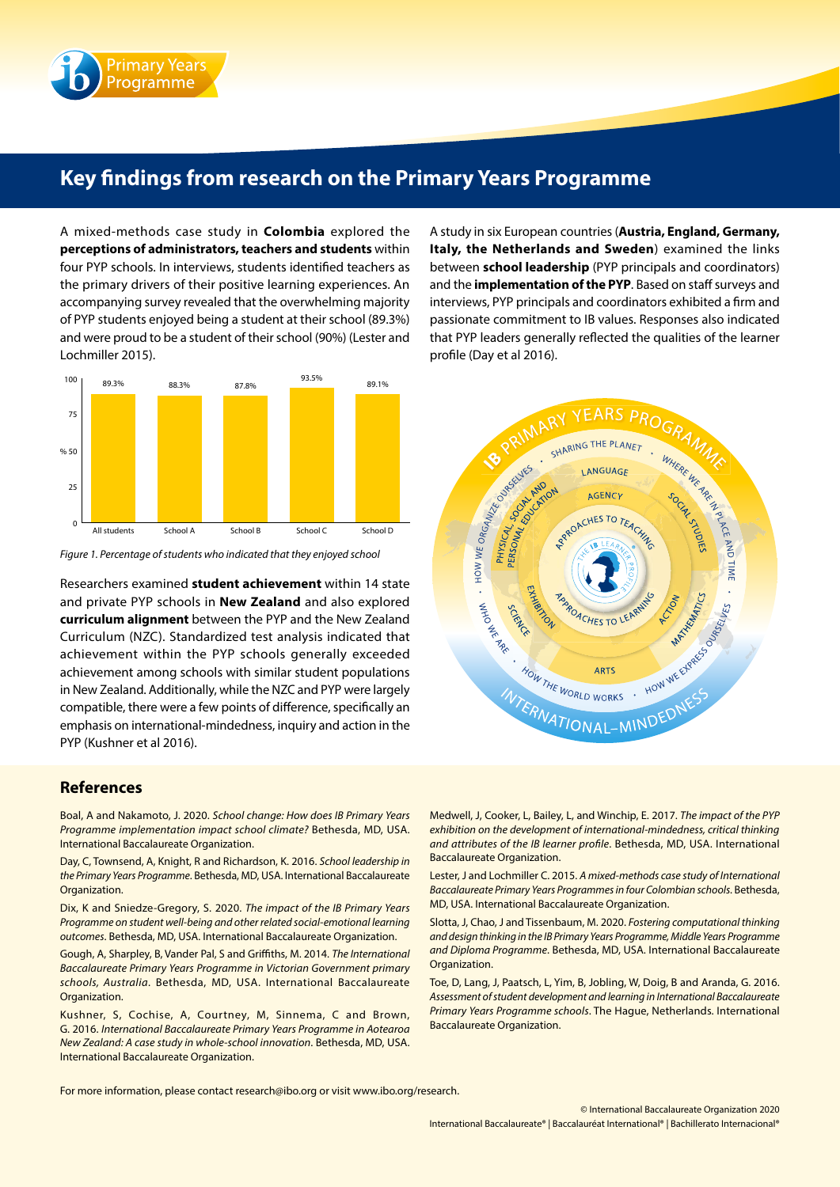# Key findings from research on the Primary Years Programme

A mixed-methods case study in **Colombia** explored the **perceptions of administrators, teachers and students** within four PYP schools. In interviews, students identified teachers as the primary drivers of their positive learning experiences. An accompanying survey revealed that the overwhelming majority of PYP students enjoyed being a student at their school (89.3%) and were proud to be a student of their school (90%) (Lester and Lochmiller 2015).

100
75
% 50
25
0
89.3%
88.3%
87.8%
93.5%
89.1%
All students
School A
School B
School C
School D

*Figure 1. Percentage of students who indicated that they enjoyed school*

Researchers examined **student achievement** within 14 state and private PYP schools in **New Zealand** and also explored **curriculum alignment** between the PYP and the New Zealand Curriculum (NZC). Standardized test analysis indicated that achievement within the PYP schools generally exceeded achievement among schools with similar student populations in New Zealand. Additionally, while the NZC and PYP were largely compatible, there were a few points of difference, specifically an emphasis on international-mindedness, inquiry and action in the PYP (Kushner et al 2016).

A study in six European countries (**Austria, England, Germany, Italy, the Netherlands and Sweden**) examined the links between **school leadership** (PYP principals and coordinators) and the **implementation of the PYP**. Based on staff surveys and interviews, PYP principals and coordinators exhibited a firm and passionate commitment to IB values. Responses also indicated that PYP leaders generally reflected the qualities of the learner profile (Day et al 2016).

IB PRIMARY YEARS PROGRAMME
SHARING THE PLANET · WHERE WE ARE IN PLACE AND TIME · HOW WE EXPRESS OURSELVES · HOW THE WORLD WORKS · WHO WE ARE · HOW WE ORGANIZE OURSELVES
LANGUAGE · SOCIAL STUDIES · MATHEMATICS · ARTS · SCIENCE · PHYSICAL, SOCIAL AND PERSONAL EDUCATION
AGENCY · ACTION · EXHIBITION
APPROACHES TO TEACHING · APPROACHES TO LEARNING
THE IB LEARNER PROFILE
INTERNATIONAL-MINDEDNESS

## References

Boal, A and Nakamoto, J. 2020. *School change: How does IB Primary Years Programme implementation impact school climate?* Bethesda, MD, USA. International Baccalaureate Organization.

Day, C, Townsend, A, Knight, R and Richardson, K. 2016. *School leadership in the Primary Years Programme*. Bethesda, MD, USA. International Baccalaureate Organization.

Dix, K and Sniedze-Gregory, S. 2020. *The impact of the IB Primary Years Programme on student well-being and other related social-emotional learning outcomes*. Bethesda, MD, USA. International Baccalaureate Organization.

Gough, A, Sharpley, B, Vander Pal, S and Griffiths, M. 2014. *The International Baccalaureate Primary Years Programme in Victorian Government primary schools, Australia*. Bethesda, MD, USA. International Baccalaureate Organization.

Kushner, S, Cochise, A, Courtney, M, Sinnema, C and Brown, G. 2016. *International Baccalaureate Primary Years Programme in Aotearoa New Zealand: A case study in whole-school innovation*. Bethesda, MD, USA. International Baccalaureate Organization.

Medwell, J, Cooker, L, Bailey, L, and Winchip, E. 2017. *The impact of the PYP exhibition on the development of international-mindedness, critical thinking and attributes of the IB learner profile*. Bethesda, MD, USA. International Baccalaureate Organization.

Lester, J and Lochmiller C. 2015. *A mixed-methods case study of International Baccalaureate Primary Years Programmes in four Colombian schools*. Bethesda, MD, USA. International Baccalaureate Organization.

Slotta, J, Chao, J and Tissenbaum, M. 2020. *Fostering computational thinking and design thinking in the IB Primary Years Programme, Middle Years Programme and Diploma Programme*. Bethesda, MD, USA. International Baccalaureate Organization.

Toe, D, Lang, J, Paatsch, L, Yim, B, Jobling, W, Doig, B and Aranda, G. 2016. *Assessment of student development and learning in International Baccalaureate Primary Years Programme schools*. The Hague, Netherlands. International Baccalaureate Organization.

For more information, please contact research@ibo.org or visit www.ibo.org/research.

© International Baccalaureate Organization 2020
International Baccalaureate® | Baccalauréat International® | Bachillerato Internacional®